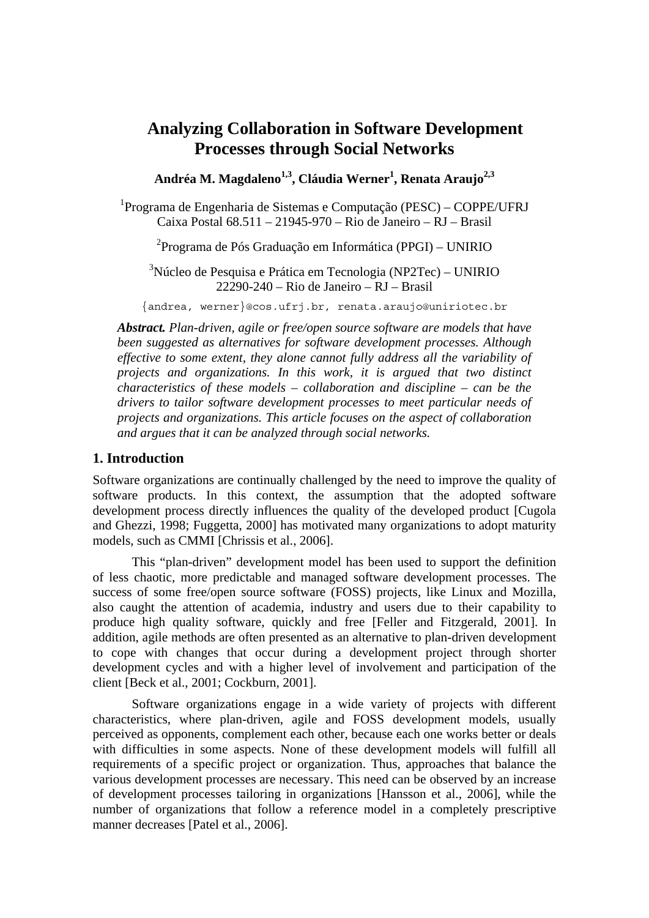# Analyzing Collaboration in Software Development Processes through Social Networks

**Andréa M. Magdaleno[1,3], Cláudia Werner[1], Renata Araujo[2,3]**

[1]Programa de Engenharia de Sistemas e Computação (PESC) – COPPE/UFRJ
Caixa Postal 68.511 – 21945-970 – Rio de Janeiro – RJ – Brasil

[2]Programa de Pós Graduação em Informática (PPGI) – UNIRIO

[3]Núcleo de Pesquisa e Prática em Tecnologia (NP2Tec) – UNIRIO
22290-240 – Rio de Janeiro – RJ – Brasil

{andrea, werner}@cos.ufrj.br, renata.araujo@uniriotec.br

***Abstract.*** *Plan-driven, agile or free/open source software are models that have been suggested as alternatives for software development processes. Although effective to some extent, they alone cannot fully address all the variability of projects and organizations. In this work, it is argued that two distinct characteristics of these models – collaboration and discipline – can be the drivers to tailor software development processes to meet particular needs of projects and organizations. This article focuses on the aspect of collaboration and argues that it can be analyzed through social networks.*

## 1. Introduction

Software organizations are continually challenged by the need to improve the quality of software products. In this context, the assumption that the adopted software development process directly influences the quality of the developed product [Cugola and Ghezzi, 1998; Fuggetta, 2000] has motivated many organizations to adopt maturity models, such as CMMI [Chrissis et al., 2006].

This "plan-driven" development model has been used to support the definition of less chaotic, more predictable and managed software development processes. The success of some free/open source software (FOSS) projects, like Linux and Mozilla, also caught the attention of academia, industry and users due to their capability to produce high quality software, quickly and free [Feller and Fitzgerald, 2001]. In addition, agile methods are often presented as an alternative to plan-driven development to cope with changes that occur during a development project through shorter development cycles and with a higher level of involvement and participation of the client [Beck et al., 2001; Cockburn, 2001].

Software organizations engage in a wide variety of projects with different characteristics, where plan-driven, agile and FOSS development models, usually perceived as opponents, complement each other, because each one works better or deals with difficulties in some aspects. None of these development models will fulfill all requirements of a specific project or organization. Thus, approaches that balance the various development processes are necessary. This need can be observed by an increase of development processes tailoring in organizations [Hansson et al., 2006], while the number of organizations that follow a reference model in a completely prescriptive manner decreases [Patel et al., 2006].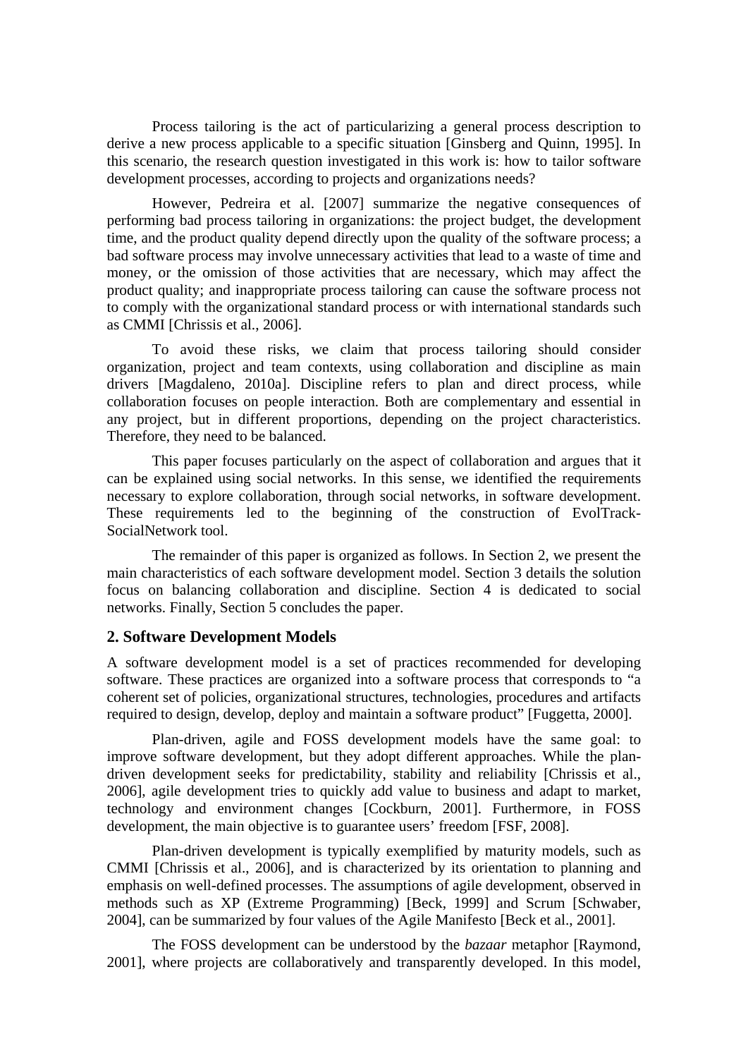Process tailoring is the act of particularizing a general process description to derive a new process applicable to a specific situation [Ginsberg and Quinn, 1995]. In this scenario, the research question investigated in this work is: how to tailor software development processes, according to projects and organizations needs?

However, Pedreira et al. [2007] summarize the negative consequences of performing bad process tailoring in organizations: the project budget, the development time, and the product quality depend directly upon the quality of the software process; a bad software process may involve unnecessary activities that lead to a waste of time and money, or the omission of those activities that are necessary, which may affect the product quality; and inappropriate process tailoring can cause the software process not to comply with the organizational standard process or with international standards such as CMMI [Chrissis et al., 2006].

To avoid these risks, we claim that process tailoring should consider organization, project and team contexts, using collaboration and discipline as main drivers [Magdaleno, 2010a]. Discipline refers to plan and direct process, while collaboration focuses on people interaction. Both are complementary and essential in any project, but in different proportions, depending on the project characteristics. Therefore, they need to be balanced.

This paper focuses particularly on the aspect of collaboration and argues that it can be explained using social networks. In this sense, we identified the requirements necessary to explore collaboration, through social networks, in software development. These requirements led to the beginning of the construction of EvolTrack-SocialNetwork tool.

The remainder of this paper is organized as follows. In Section 2, we present the main characteristics of each software development model. Section 3 details the solution focus on balancing collaboration and discipline. Section 4 is dedicated to social networks. Finally, Section 5 concludes the paper.

## 2. Software Development Models

A software development model is a set of practices recommended for developing software. These practices are organized into a software process that corresponds to "a coherent set of policies, organizational structures, technologies, procedures and artifacts required to design, develop, deploy and maintain a software product" [Fuggetta, 2000].

Plan-driven, agile and FOSS development models have the same goal: to improve software development, but they adopt different approaches. While the plan-driven development seeks for predictability, stability and reliability [Chrissis et al., 2006], agile development tries to quickly add value to business and adapt to market, technology and environment changes [Cockburn, 2001]. Furthermore, in FOSS development, the main objective is to guarantee users' freedom [FSF, 2008].

Plan-driven development is typically exemplified by maturity models, such as CMMI [Chrissis et al., 2006], and is characterized by its orientation to planning and emphasis on well-defined processes. The assumptions of agile development, observed in methods such as XP (Extreme Programming) [Beck, 1999] and Scrum [Schwaber, 2004], can be summarized by four values of the Agile Manifesto [Beck et al., 2001].

The FOSS development can be understood by the *bazaar* metaphor [Raymond, 2001], where projects are collaboratively and transparently developed. In this model,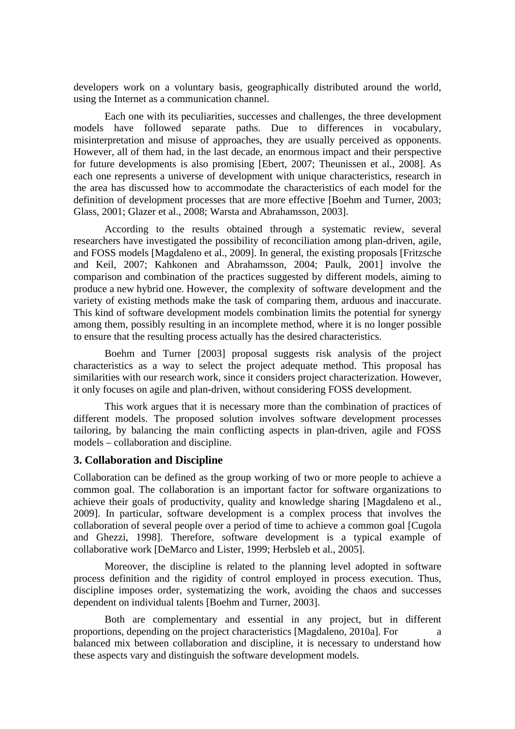developers work on a voluntary basis, geographically distributed around the world, using the Internet as a communication channel.

Each one with its peculiarities, successes and challenges, the three development models have followed separate paths. Due to differences in vocabulary, misinterpretation and misuse of approaches, they are usually perceived as opponents. However, all of them had, in the last decade, an enormous impact and their perspective for future developments is also promising [Ebert, 2007; Theunissen et al., 2008]. As each one represents a universe of development with unique characteristics, research in the area has discussed how to accommodate the characteristics of each model for the definition of development processes that are more effective [Boehm and Turner, 2003; Glass, 2001; Glazer et al., 2008; Warsta and Abrahamsson, 2003].

According to the results obtained through a systematic review, several researchers have investigated the possibility of reconciliation among plan-driven, agile, and FOSS models [Magdaleno et al., 2009]. In general, the existing proposals [Fritzsche and Keil, 2007; Kahkonen and Abrahamsson, 2004; Paulk, 2001] involve the comparison and combination of the practices suggested by different models, aiming to produce a new hybrid one. However, the complexity of software development and the variety of existing methods make the task of comparing them, arduous and inaccurate. This kind of software development models combination limits the potential for synergy among them, possibly resulting in an incomplete method, where it is no longer possible to ensure that the resulting process actually has the desired characteristics.

Boehm and Turner [2003] proposal suggests risk analysis of the project characteristics as a way to select the project adequate method. This proposal has similarities with our research work, since it considers project characterization. However, it only focuses on agile and plan-driven, without considering FOSS development.

This work argues that it is necessary more than the combination of practices of different models. The proposed solution involves software development processes tailoring, by balancing the main conflicting aspects in plan-driven, agile and FOSS models – collaboration and discipline.

## 3. Collaboration and Discipline

Collaboration can be defined as the group working of two or more people to achieve a common goal. The collaboration is an important factor for software organizations to achieve their goals of productivity, quality and knowledge sharing [Magdaleno et al., 2009]. In particular, software development is a complex process that involves the collaboration of several people over a period of time to achieve a common goal [Cugola and Ghezzi, 1998]. Therefore, software development is a typical example of collaborative work [DeMarco and Lister, 1999; Herbsleb et al., 2005].

Moreover, the discipline is related to the planning level adopted in software process definition and the rigidity of control employed in process execution. Thus, discipline imposes order, systematizing the work, avoiding the chaos and successes dependent on individual talents [Boehm and Turner, 2003].

Both are complementary and essential in any project, but in different proportions, depending on the project characteristics [Magdaleno, 2010a]. For a balanced mix between collaboration and discipline, it is necessary to understand how these aspects vary and distinguish the software development models.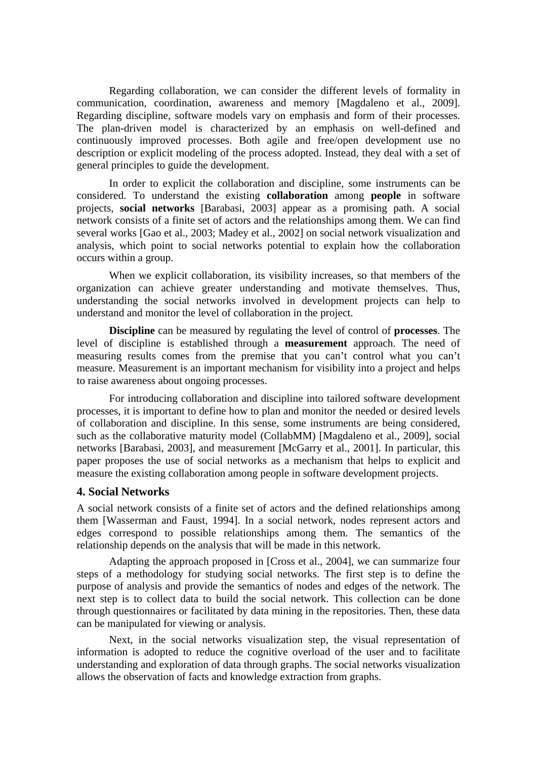Regarding collaboration, we can consider the different levels of formality in communication, coordination, awareness and memory [Magdaleno et al., 2009]. Regarding discipline, software models vary on emphasis and form of their processes. The plan-driven model is characterized by an emphasis on well-defined and continuously improved processes. Both agile and free/open development use no description or explicit modeling of the process adopted. Instead, they deal with a set of general principles to guide the development.

In order to explicit the collaboration and discipline, some instruments can be considered. To understand the existing **collaboration** among **people** in software projects, **social networks** [Barabasi, 2003] appear as a promising path. A social network consists of a finite set of actors and the relationships among them. We can find several works [Gao et al., 2003; Madey et al., 2002] on social network visualization and analysis, which point to social networks potential to explain how the collaboration occurs within a group.

When we explicit collaboration, its visibility increases, so that members of the organization can achieve greater understanding and motivate themselves. Thus, understanding the social networks involved in development projects can help to understand and monitor the level of collaboration in the project.

**Discipline** can be measured by regulating the level of control of **processes**. The level of discipline is established through a **measurement** approach. The need of measuring results comes from the premise that you can't control what you can't measure. Measurement is an important mechanism for visibility into a project and helps to raise awareness about ongoing processes.

For introducing collaboration and discipline into tailored software development processes, it is important to define how to plan and monitor the needed or desired levels of collaboration and discipline. In this sense, some instruments are being considered, such as the collaborative maturity model (CollabMM) [Magdaleno et al., 2009], social networks [Barabasi, 2003], and measurement [McGarry et al., 2001]. In particular, this paper proposes the use of social networks as a mechanism that helps to explicit and measure the existing collaboration among people in software development projects.

## 4. Social Networks

A social network consists of a finite set of actors and the defined relationships among them [Wasserman and Faust, 1994]. In a social network, nodes represent actors and edges correspond to possible relationships among them. The semantics of the relationship depends on the analysis that will be made in this network.

Adapting the approach proposed in [Cross et al., 2004], we can summarize four steps of a methodology for studying social networks. The first step is to define the purpose of analysis and provide the semantics of nodes and edges of the network. The next step is to collect data to build the social network. This collection can be done through questionnaires or facilitated by data mining in the repositories. Then, these data can be manipulated for viewing or analysis.

Next, in the social networks visualization step, the visual representation of information is adopted to reduce the cognitive overload of the user and to facilitate understanding and exploration of data through graphs. The social networks visualization allows the observation of facts and knowledge extraction from graphs.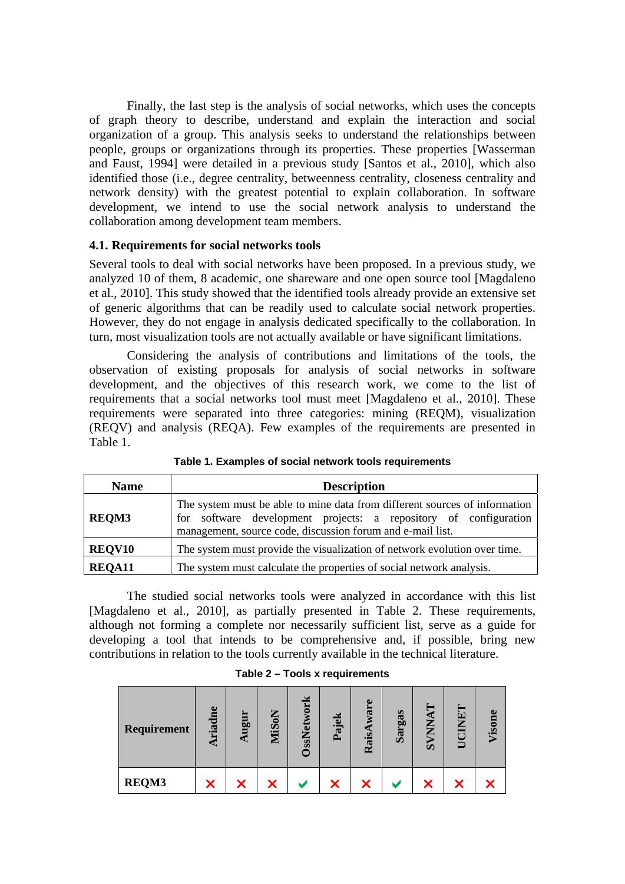Finally, the last step is the analysis of social networks, which uses the concepts of graph theory to describe, understand and explain the interaction and social organization of a group. This analysis seeks to understand the relationships between people, groups or organizations through its properties. These properties [Wasserman and Faust, 1994] were detailed in a previous study [Santos et al., 2010], which also identified those (i.e., degree centrality, betweenness centrality, closeness centrality and network density) with the greatest potential to explain collaboration. In software development, we intend to use the social network analysis to understand the collaboration among development team members.

### 4.1. Requirements for social networks tools

Several tools to deal with social networks have been proposed. In a previous study, we analyzed 10 of them, 8 academic, one shareware and one open source tool [Magdaleno et al., 2010]. This study showed that the identified tools already provide an extensive set of generic algorithms that can be readily used to calculate social network properties. However, they do not engage in analysis dedicated specifically to the collaboration. In turn, most visualization tools are not actually available or have significant limitations.

Considering the analysis of contributions and limitations of the tools, the observation of existing proposals for analysis of social networks in software development, and the objectives of this research work, we come to the list of requirements that a social networks tool must meet [Magdaleno et al., 2010]. These requirements were separated into three categories: mining (REQM), visualization (REQV) and analysis (REQA). Few examples of the requirements are presented in Table 1.

**Table 1. Examples of social network tools requirements**

| Name | Description |
|---|---|
| **REQM3** | The system must be able to mine data from different sources of information for software development projects: a repository of configuration management, source code, discussion forum and e-mail list. |
| **REQV10** | The system must provide the visualization of network evolution over time. |
| **REQA11** | The system must calculate the properties of social network analysis. |

The studied social networks tools were analyzed in accordance with this list [Magdaleno et al., 2010], as partially presented in Table 2. These requirements, although not forming a complete nor necessarily sufficient list, serve as a guide for developing a tool that intends to be comprehensive and, if possible, bring new contributions in relation to the tools currently available in the technical literature.

**Table 2 – Tools x requirements**

| Requirement | Ariadne | Augur | MiSoN | OssNetwork | Pajek | RaisAware | Sargas | SVNNAT | UCINET | Visone |
|---|---|---|---|---|---|---|---|---|---|---|
| **REQM3** | ✗ | ✗ | ✗ | ✓ | ✗ | ✗ | ✓ | ✗ | ✗ | ✗ |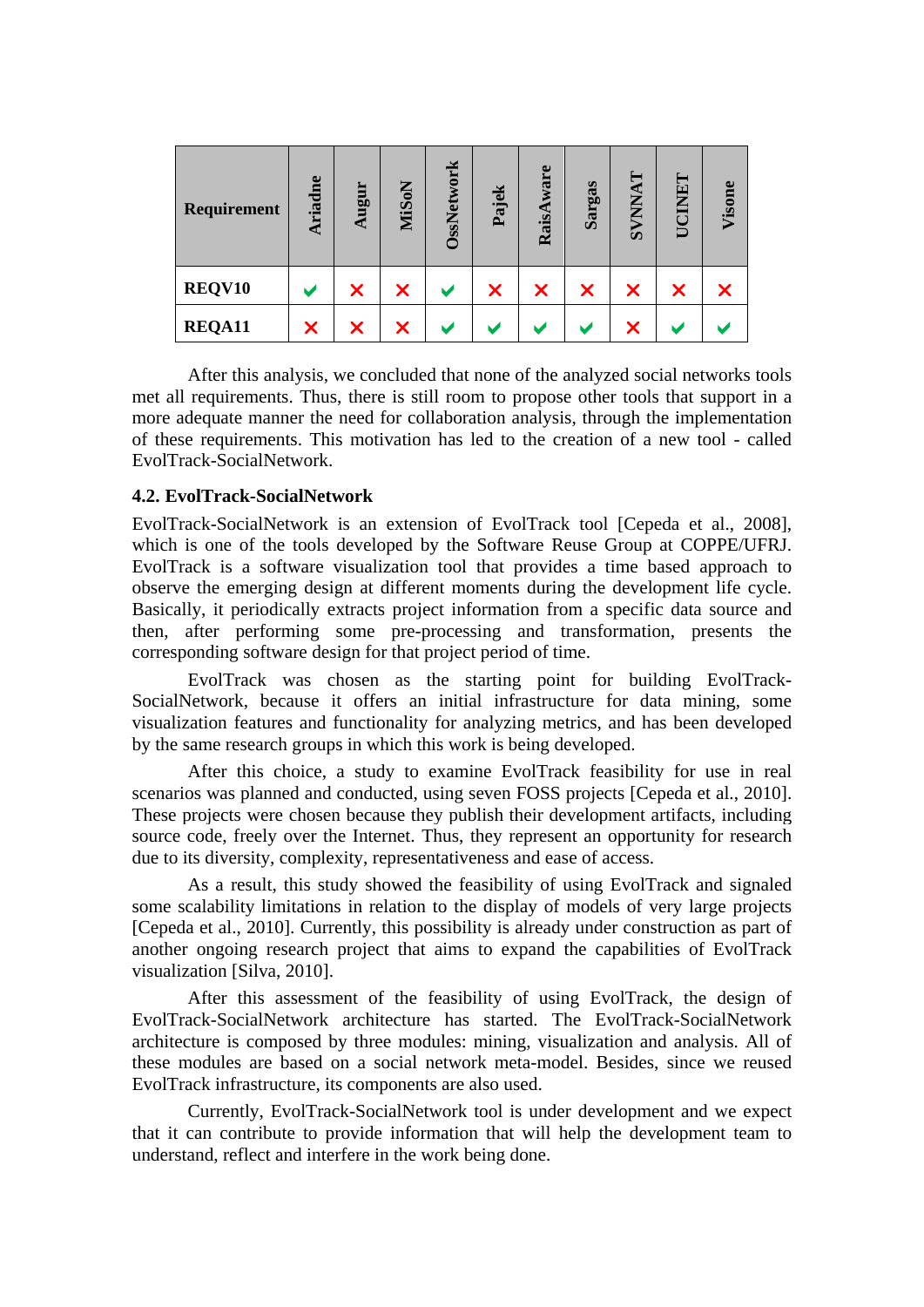| Requirement | Ariadne | Augur | MiSoN | OssNetwork | Pajek | RaisAware | Sargas | SVNNAT | UCINET | Visone |
|---|---|---|---|---|---|---|---|---|---|---|
| **REQV10** | ✔ | ✘ | ✘ | ✔ | ✘ | ✘ | ✘ | ✘ | ✘ | ✘ |
| **REQA11** | ✘ | ✘ | ✘ | ✔ | ✔ | ✔ | ✔ | ✘ | ✔ | ✔ |

After this analysis, we concluded that none of the analyzed social networks tools met all requirements. Thus, there is still room to propose other tools that support in a more adequate manner the need for collaboration analysis, through the implementation of these requirements. This motivation has led to the creation of a new tool - called EvolTrack-SocialNetwork.

### 4.2. EvolTrack-SocialNetwork

EvolTrack-SocialNetwork is an extension of EvolTrack tool [Cepeda et al., 2008], which is one of the tools developed by the Software Reuse Group at COPPE/UFRJ. EvolTrack is a software visualization tool that provides a time based approach to observe the emerging design at different moments during the development life cycle. Basically, it periodically extracts project information from a specific data source and then, after performing some pre-processing and transformation, presents the corresponding software design for that project period of time.

EvolTrack was chosen as the starting point for building EvolTrack-SocialNetwork, because it offers an initial infrastructure for data mining, some visualization features and functionality for analyzing metrics, and has been developed by the same research groups in which this work is being developed.

After this choice, a study to examine EvolTrack feasibility for use in real scenarios was planned and conducted, using seven FOSS projects [Cepeda et al., 2010]. These projects were chosen because they publish their development artifacts, including source code, freely over the Internet. Thus, they represent an opportunity for research due to its diversity, complexity, representativeness and ease of access.

As a result, this study showed the feasibility of using EvolTrack and signaled some scalability limitations in relation to the display of models of very large projects [Cepeda et al., 2010]. Currently, this possibility is already under construction as part of another ongoing research project that aims to expand the capabilities of EvolTrack visualization [Silva, 2010].

After this assessment of the feasibility of using EvolTrack, the design of EvolTrack-SocialNetwork architecture has started. The EvolTrack-SocialNetwork architecture is composed by three modules: mining, visualization and analysis. All of these modules are based on a social network meta-model. Besides, since we reused EvolTrack infrastructure, its components are also used.

Currently, EvolTrack-SocialNetwork tool is under development and we expect that it can contribute to provide information that will help the development team to understand, reflect and interfere in the work being done.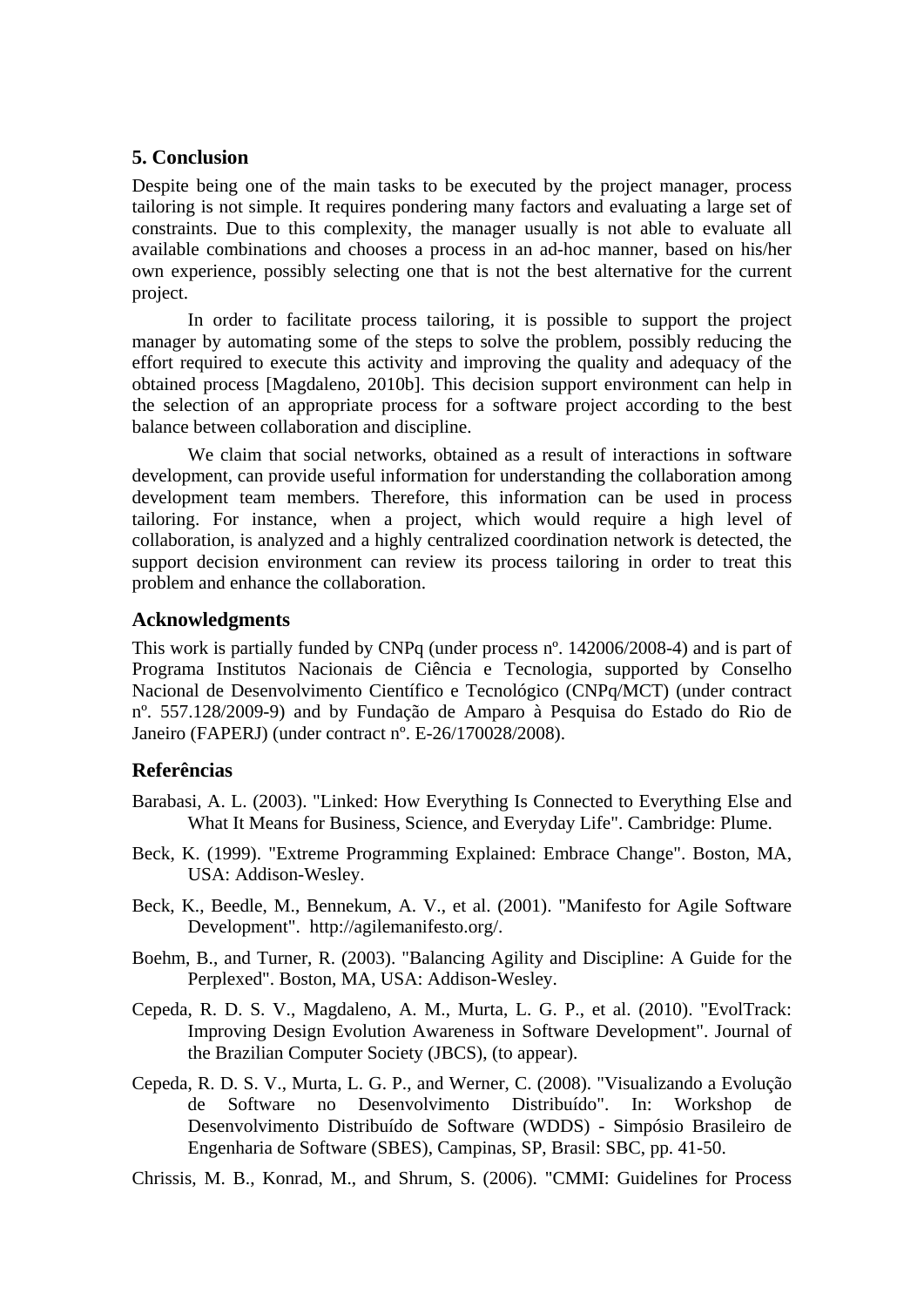## 5. Conclusion

Despite being one of the main tasks to be executed by the project manager, process tailoring is not simple. It requires pondering many factors and evaluating a large set of constraints. Due to this complexity, the manager usually is not able to evaluate all available combinations and chooses a process in an ad-hoc manner, based on his/her own experience, possibly selecting one that is not the best alternative for the current project.

In order to facilitate process tailoring, it is possible to support the project manager by automating some of the steps to solve the problem, possibly reducing the effort required to execute this activity and improving the quality and adequacy of the obtained process [Magdaleno, 2010b]. This decision support environment can help in the selection of an appropriate process for a software project according to the best balance between collaboration and discipline.

We claim that social networks, obtained as a result of interactions in software development, can provide useful information for understanding the collaboration among development team members. Therefore, this information can be used in process tailoring. For instance, when a project, which would require a high level of collaboration, is analyzed and a highly centralized coordination network is detected, the support decision environment can review its process tailoring in order to treat this problem and enhance the collaboration.

## Acknowledgments

This work is partially funded by CNPq (under process nº. 142006/2008-4) and is part of Programa Institutos Nacionais de Ciência e Tecnologia, supported by Conselho Nacional de Desenvolvimento Científico e Tecnológico (CNPq/MCT) (under contract nº. 557.128/2009-9) and by Fundação de Amparo à Pesquisa do Estado do Rio de Janeiro (FAPERJ) (under contract nº. E-26/170028/2008).

## Referências

Barabasi, A. L. (2003). "Linked: How Everything Is Connected to Everything Else and What It Means for Business, Science, and Everyday Life". Cambridge: Plume.

Beck, K. (1999). "Extreme Programming Explained: Embrace Change". Boston, MA, USA: Addison-Wesley.

Beck, K., Beedle, M., Bennekum, A. V., et al. (2001). "Manifesto for Agile Software Development". http://agilemanifesto.org/.

Boehm, B., and Turner, R. (2003). "Balancing Agility and Discipline: A Guide for the Perplexed". Boston, MA, USA: Addison-Wesley.

Cepeda, R. D. S. V., Magdaleno, A. M., Murta, L. G. P., et al. (2010). "EvolTrack: Improving Design Evolution Awareness in Software Development". Journal of the Brazilian Computer Society (JBCS), (to appear).

Cepeda, R. D. S. V., Murta, L. G. P., and Werner, C. (2008). "Visualizando a Evolução de Software no Desenvolvimento Distribuído". In: Workshop de Desenvolvimento Distribuído de Software (WDDS) - Simpósio Brasileiro de Engenharia de Software (SBES), Campinas, SP, Brasil: SBC, pp. 41-50.

Chrissis, M. B., Konrad, M., and Shrum, S. (2006). "CMMI: Guidelines for Process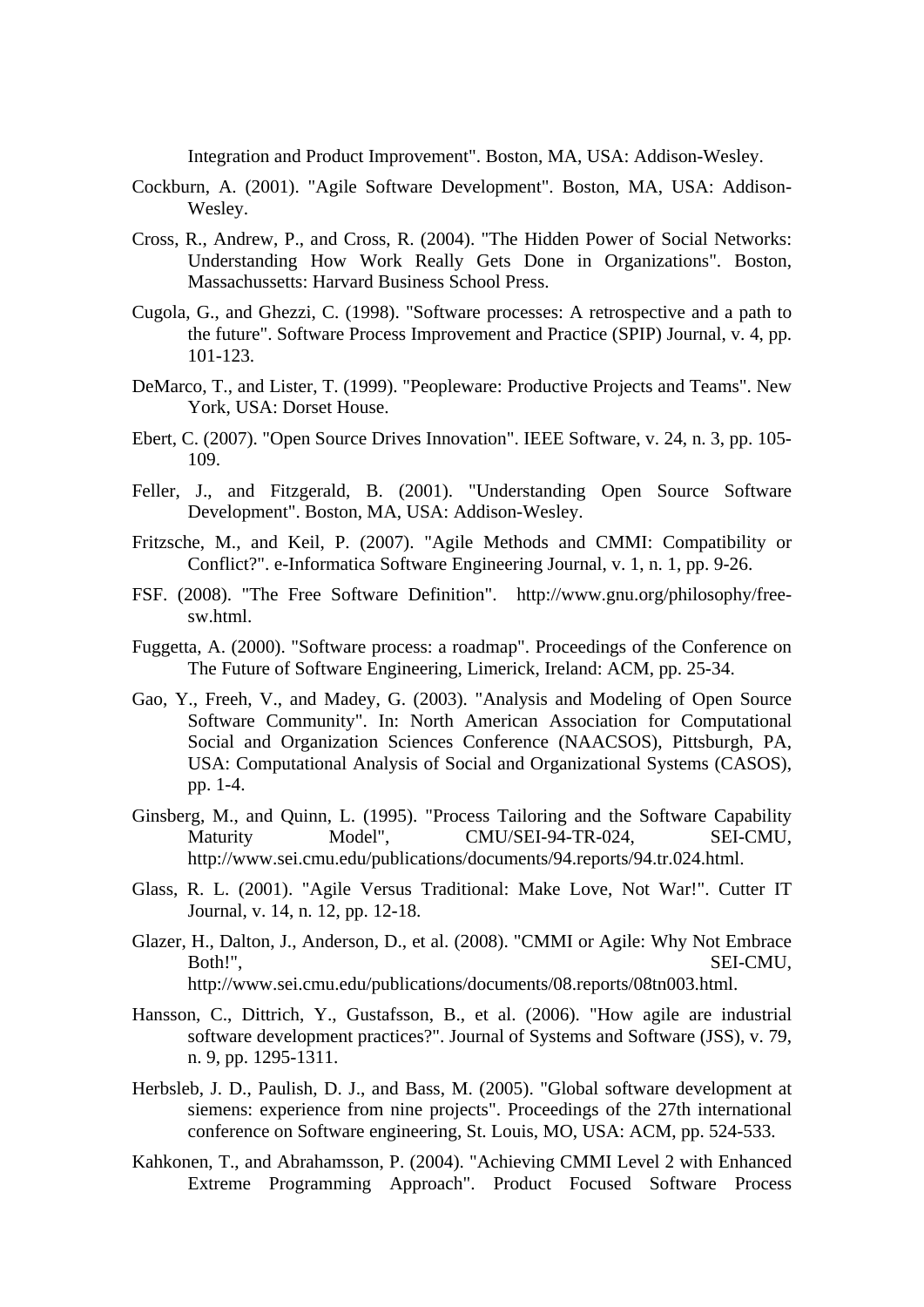Integration and Product Improvement". Boston, MA, USA: Addison-Wesley.

Cockburn, A. (2001). "Agile Software Development". Boston, MA, USA: Addison-Wesley.

Cross, R., Andrew, P., and Cross, R. (2004). "The Hidden Power of Social Networks: Understanding How Work Really Gets Done in Organizations". Boston, Massachussetts: Harvard Business School Press.

Cugola, G., and Ghezzi, C. (1998). "Software processes: A retrospective and a path to the future". Software Process Improvement and Practice (SPIP) Journal, v. 4, pp. 101-123.

DeMarco, T., and Lister, T. (1999). "Peopleware: Productive Projects and Teams". New York, USA: Dorset House.

Ebert, C. (2007). "Open Source Drives Innovation". IEEE Software, v. 24, n. 3, pp. 105-109.

Feller, J., and Fitzgerald, B. (2001). "Understanding Open Source Software Development". Boston, MA, USA: Addison-Wesley.

Fritzsche, M., and Keil, P. (2007). "Agile Methods and CMMI: Compatibility or Conflict?". e-Informatica Software Engineering Journal, v. 1, n. 1, pp. 9-26.

FSF. (2008). "The Free Software Definition". http://www.gnu.org/philosophy/free-sw.html.

Fuggetta, A. (2000). "Software process: a roadmap". Proceedings of the Conference on The Future of Software Engineering, Limerick, Ireland: ACM, pp. 25-34.

Gao, Y., Freeh, V., and Madey, G. (2003). "Analysis and Modeling of Open Source Software Community". In: North American Association for Computational Social and Organization Sciences Conference (NAACSOS), Pittsburgh, PA, USA: Computational Analysis of Social and Organizational Systems (CASOS), pp. 1-4.

Ginsberg, M., and Quinn, L. (1995). "Process Tailoring and the Software Capability Maturity Model", CMU/SEI-94-TR-024, SEI-CMU, http://www.sei.cmu.edu/publications/documents/94.reports/94.tr.024.html.

Glass, R. L. (2001). "Agile Versus Traditional: Make Love, Not War!". Cutter IT Journal, v. 14, n. 12, pp. 12-18.

Glazer, H., Dalton, J., Anderson, D., et al. (2008). "CMMI or Agile: Why Not Embrace Both!", SEI-CMU, http://www.sei.cmu.edu/publications/documents/08.reports/08tn003.html.

Hansson, C., Dittrich, Y., Gustafsson, B., et al. (2006). "How agile are industrial software development practices?". Journal of Systems and Software (JSS), v. 79, n. 9, pp. 1295-1311.

Herbsleb, J. D., Paulish, D. J., and Bass, M. (2005). "Global software development at siemens: experience from nine projects". Proceedings of the 27th international conference on Software engineering, St. Louis, MO, USA: ACM, pp. 524-533.

Kahkonen, T., and Abrahamsson, P. (2004). "Achieving CMMI Level 2 with Enhanced Extreme Programming Approach". Product Focused Software Process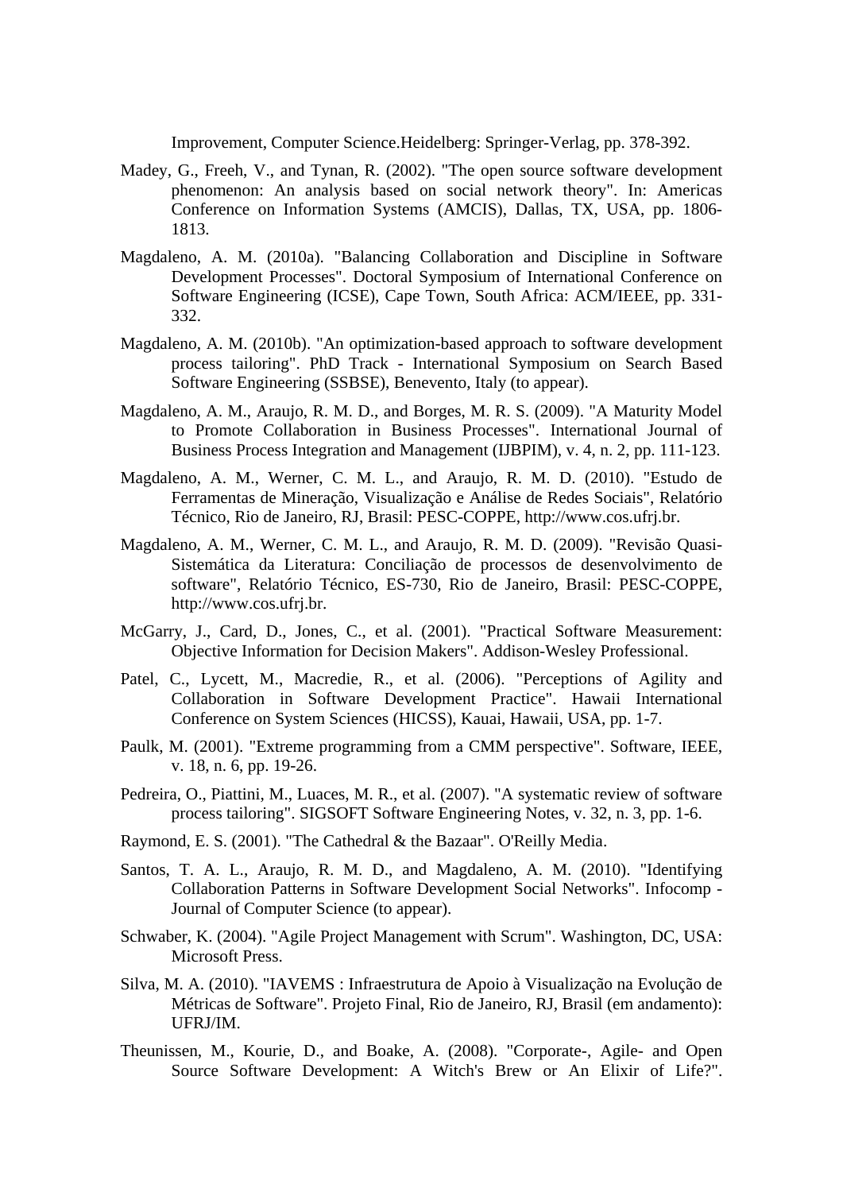Improvement, Computer Science.Heidelberg: Springer-Verlag, pp. 378-392.

Madey, G., Freeh, V., and Tynan, R. (2002). "The open source software development phenomenon: An analysis based on social network theory". In: Americas Conference on Information Systems (AMCIS), Dallas, TX, USA, pp. 1806-1813.

Magdaleno, A. M. (2010a). "Balancing Collaboration and Discipline in Software Development Processes". Doctoral Symposium of International Conference on Software Engineering (ICSE), Cape Town, South Africa: ACM/IEEE, pp. 331-332.

Magdaleno, A. M. (2010b). "An optimization-based approach to software development process tailoring". PhD Track - International Symposium on Search Based Software Engineering (SSBSE), Benevento, Italy (to appear).

Magdaleno, A. M., Araujo, R. M. D., and Borges, M. R. S. (2009). "A Maturity Model to Promote Collaboration in Business Processes". International Journal of Business Process Integration and Management (IJBPIM), v. 4, n. 2, pp. 111-123.

Magdaleno, A. M., Werner, C. M. L., and Araujo, R. M. D. (2010). "Estudo de Ferramentas de Mineração, Visualização e Análise de Redes Sociais", Relatório Técnico, Rio de Janeiro, RJ, Brasil: PESC-COPPE, http://www.cos.ufrj.br.

Magdaleno, A. M., Werner, C. M. L., and Araujo, R. M. D. (2009). "Revisão Quasi-Sistemática da Literatura: Conciliação de processos de desenvolvimento de software", Relatório Técnico, ES-730, Rio de Janeiro, Brasil: PESC-COPPE, http://www.cos.ufrj.br.

McGarry, J., Card, D., Jones, C., et al. (2001). "Practical Software Measurement: Objective Information for Decision Makers". Addison-Wesley Professional.

Patel, C., Lycett, M., Macredie, R., et al. (2006). "Perceptions of Agility and Collaboration in Software Development Practice". Hawaii International Conference on System Sciences (HICSS), Kauai, Hawaii, USA, pp. 1-7.

Paulk, M. (2001). "Extreme programming from a CMM perspective". Software, IEEE, v. 18, n. 6, pp. 19-26.

Pedreira, O., Piattini, M., Luaces, M. R., et al. (2007). "A systematic review of software process tailoring". SIGSOFT Software Engineering Notes, v. 32, n. 3, pp. 1-6.

Raymond, E. S. (2001). "The Cathedral & the Bazaar". O'Reilly Media.

Santos, T. A. L., Araujo, R. M. D., and Magdaleno, A. M. (2010). "Identifying Collaboration Patterns in Software Development Social Networks". Infocomp - Journal of Computer Science (to appear).

Schwaber, K. (2004). "Agile Project Management with Scrum". Washington, DC, USA: Microsoft Press.

Silva, M. A. (2010). "IAVEMS : Infraestrutura de Apoio à Visualização na Evolução de Métricas de Software". Projeto Final, Rio de Janeiro, RJ, Brasil (em andamento): UFRJ/IM.

Theunissen, M., Kourie, D., and Boake, A. (2008). "Corporate-, Agile- and Open Source Software Development: A Witch's Brew or An Elixir of Life?".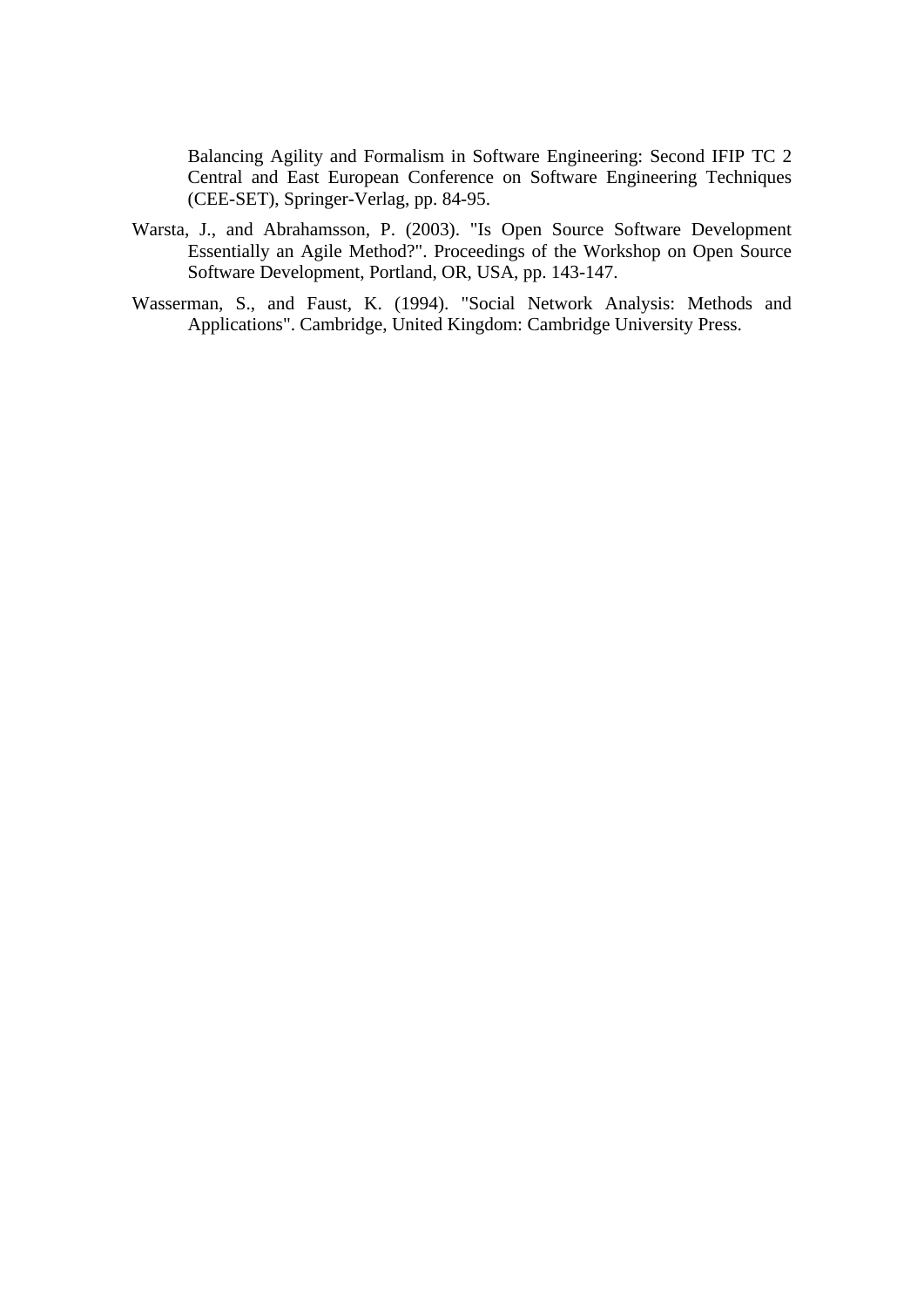Balancing Agility and Formalism in Software Engineering: Second IFIP TC 2 Central and East European Conference on Software Engineering Techniques (CEE-SET), Springer-Verlag, pp. 84-95.

Warsta, J., and Abrahamsson, P. (2003). "Is Open Source Software Development Essentially an Agile Method?". Proceedings of the Workshop on Open Source Software Development, Portland, OR, USA, pp. 143-147.

Wasserman, S., and Faust, K. (1994). "Social Network Analysis: Methods and Applications". Cambridge, United Kingdom: Cambridge University Press.